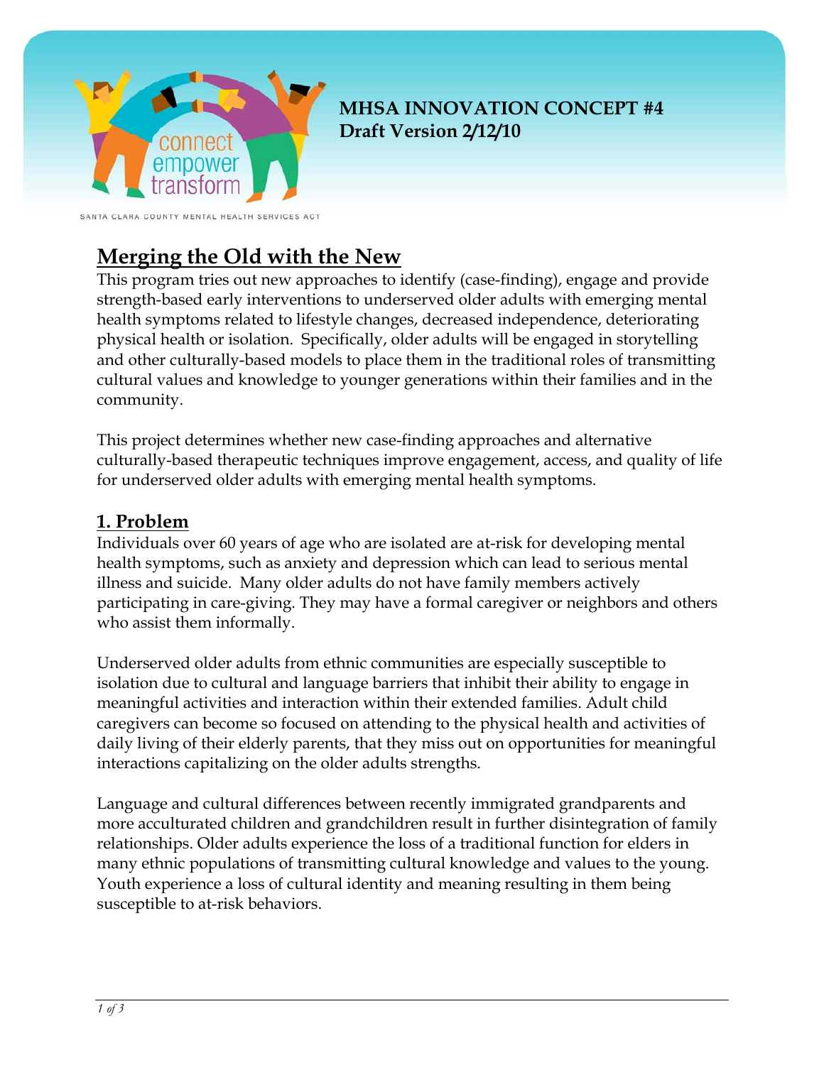**MHSA INNOVATION CONCEPT #4**
**Draft Version 2/12/10**

SANTA CLARA COUNTY MENTAL HEALTH SERVICES ACT

# Merging the Old with the New

This program tries out new approaches to identify (case-finding), engage and provide strength-based early interventions to underserved older adults with emerging mental health symptoms related to lifestyle changes, decreased independence, deteriorating physical health or isolation. Specifically, older adults will be engaged in storytelling and other culturally-based models to place them in the traditional roles of transmitting cultural values and knowledge to younger generations within their families and in the community.

This project determines whether new case-finding approaches and alternative culturally-based therapeutic techniques improve engagement, access, and quality of life for underserved older adults with emerging mental health symptoms.

## 1. Problem

Individuals over 60 years of age who are isolated are at-risk for developing mental health symptoms, such as anxiety and depression which can lead to serious mental illness and suicide. Many older adults do not have family members actively participating in care-giving. They may have a formal caregiver or neighbors and others who assist them informally.

Underserved older adults from ethnic communities are especially susceptible to isolation due to cultural and language barriers that inhibit their ability to engage in meaningful activities and interaction within their extended families. Adult child caregivers can become so focused on attending to the physical health and activities of daily living of their elderly parents, that they miss out on opportunities for meaningful interactions capitalizing on the older adults strengths.

Language and cultural differences between recently immigrated grandparents and more acculturated children and grandchildren result in further disintegration of family relationships. Older adults experience the loss of a traditional function for elders in many ethnic populations of transmitting cultural knowledge and values to the young. Youth experience a loss of cultural identity and meaning resulting in them being susceptible to at-risk behaviors.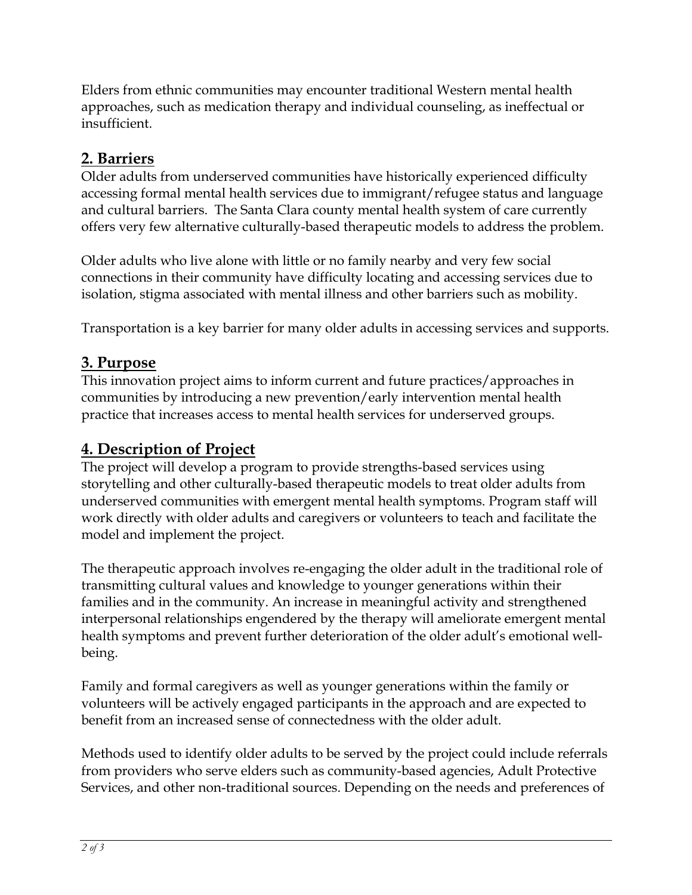Elders from ethnic communities may encounter traditional Western mental health approaches, such as medication therapy and individual counseling, as ineffectual or insufficient.

## 2. Barriers

Older adults from underserved communities have historically experienced difficulty accessing formal mental health services due to immigrant/refugee status and language and cultural barriers. The Santa Clara county mental health system of care currently offers very few alternative culturally-based therapeutic models to address the problem.

Older adults who live alone with little or no family nearby and very few social connections in their community have difficulty locating and accessing services due to isolation, stigma associated with mental illness and other barriers such as mobility.

Transportation is a key barrier for many older adults in accessing services and supports.

## 3. Purpose

This innovation project aims to inform current and future practices/approaches in communities by introducing a new prevention/early intervention mental health practice that increases access to mental health services for underserved groups.

## 4. Description of Project

The project will develop a program to provide strengths-based services using storytelling and other culturally-based therapeutic models to treat older adults from underserved communities with emergent mental health symptoms. Program staff will work directly with older adults and caregivers or volunteers to teach and facilitate the model and implement the project.

The therapeutic approach involves re-engaging the older adult in the traditional role of transmitting cultural values and knowledge to younger generations within their families and in the community. An increase in meaningful activity and strengthened interpersonal relationships engendered by the therapy will ameliorate emergent mental health symptoms and prevent further deterioration of the older adult's emotional well-being.

Family and formal caregivers as well as younger generations within the family or volunteers will be actively engaged participants in the approach and are expected to benefit from an increased sense of connectedness with the older adult.

Methods used to identify older adults to be served by the project could include referrals from providers who serve elders such as community-based agencies, Adult Protective Services, and other non-traditional sources. Depending on the needs and preferences of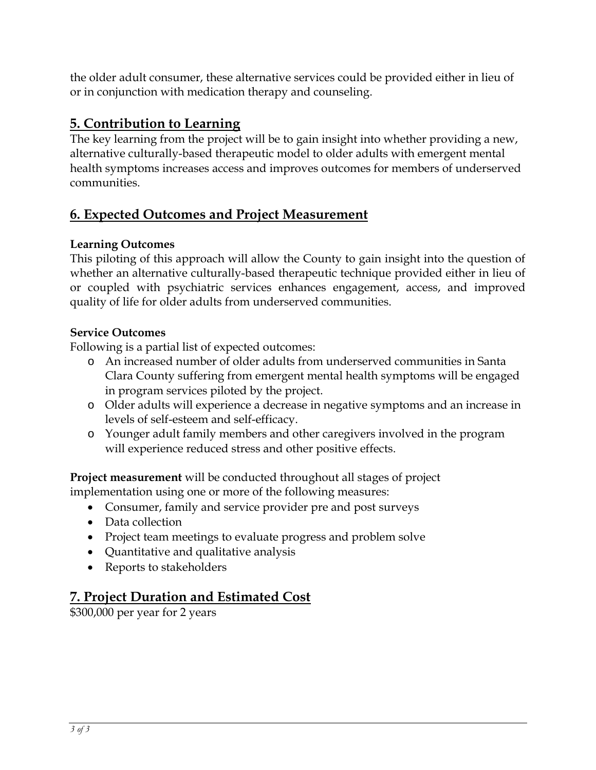the older adult consumer, these alternative services could be provided either in lieu of or in conjunction with medication therapy and counseling.

## 5. Contribution to Learning

The key learning from the project will be to gain insight into whether providing a new, alternative culturally-based therapeutic model to older adults with emergent mental health symptoms increases access and improves outcomes for members of underserved communities.

## 6. Expected Outcomes and Project Measurement

**Learning Outcomes**

This piloting of this approach will allow the County to gain insight into the question of whether an alternative culturally-based therapeutic technique provided either in lieu of or coupled with psychiatric services enhances engagement, access, and improved quality of life for older adults from underserved communities.

**Service Outcomes**

Following is a partial list of expected outcomes:

- An increased number of older adults from underserved communities in Santa Clara County suffering from emergent mental health symptoms will be engaged in program services piloted by the project.
- Older adults will experience a decrease in negative symptoms and an increase in levels of self-esteem and self-efficacy.
- Younger adult family members and other caregivers involved in the program will experience reduced stress and other positive effects.

**Project measurement** will be conducted throughout all stages of project implementation using one or more of the following measures:

- Consumer, family and service provider pre and post surveys
- Data collection
- Project team meetings to evaluate progress and problem solve
- Quantitative and qualitative analysis
- Reports to stakeholders

## 7. Project Duration and Estimated Cost

$300,000 per year for 2 years